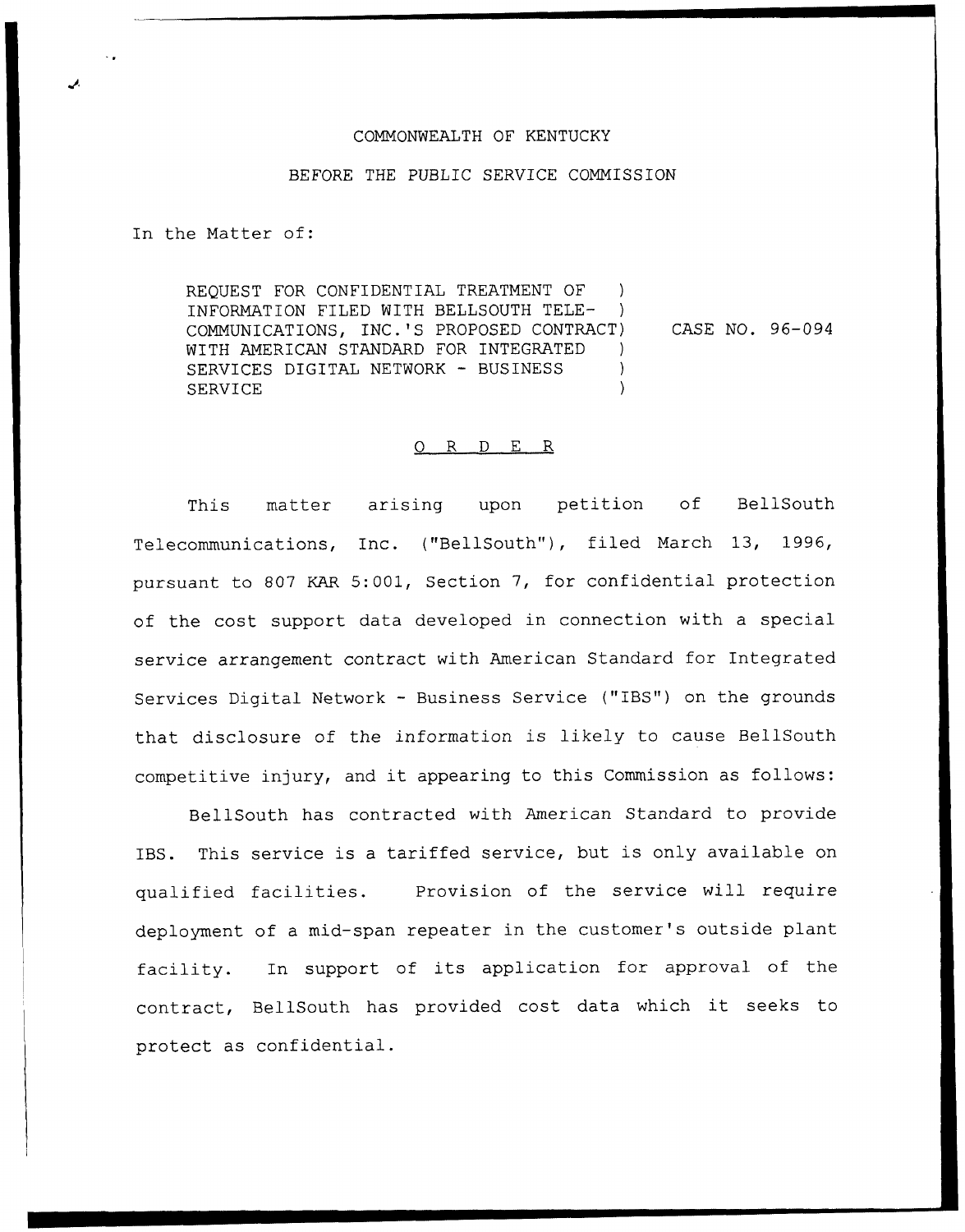COMMONWEALTH OF KENTUCKY

BEFORE THE PUBLIC SERVICE COMMISSION

In the Matter of:

| | | |
|---|---|---|
| REQUEST FOR CONFIDENTIAL TREATMENT OF INFORMATION FILED WITH BELLSOUTH TELECOMMUNICATIONS, INC.'S PROPOSED CONTRACT WITH AMERICAN STANDARD FOR INTEGRATED SERVICES DIGITAL NETWORK - BUSINESS SERVICE | ) | CASE NO. 96-094 |

## O R D E R

This matter arising upon petition of BellSouth Telecommunications, Inc. ("BellSouth"), filed March 13, 1996, pursuant to 807 KAR 5:001, Section 7, for confidential protection of the cost support data developed in connection with a special service arrangement contract with American Standard for Integrated Services Digital Network - Business Service ("IBS") on the grounds that disclosure of the information is likely to cause BellSouth competitive injury, and it appearing to this Commission as follows:

BellSouth has contracted with American Standard to provide IBS. This service is a tariffed service, but is only available on qualified facilities. Provision of the service will require deployment of a mid-span repeater in the customer's outside plant facility. In support of its application for approval of the contract, BellSouth has provided cost data which it seeks to protect as confidential.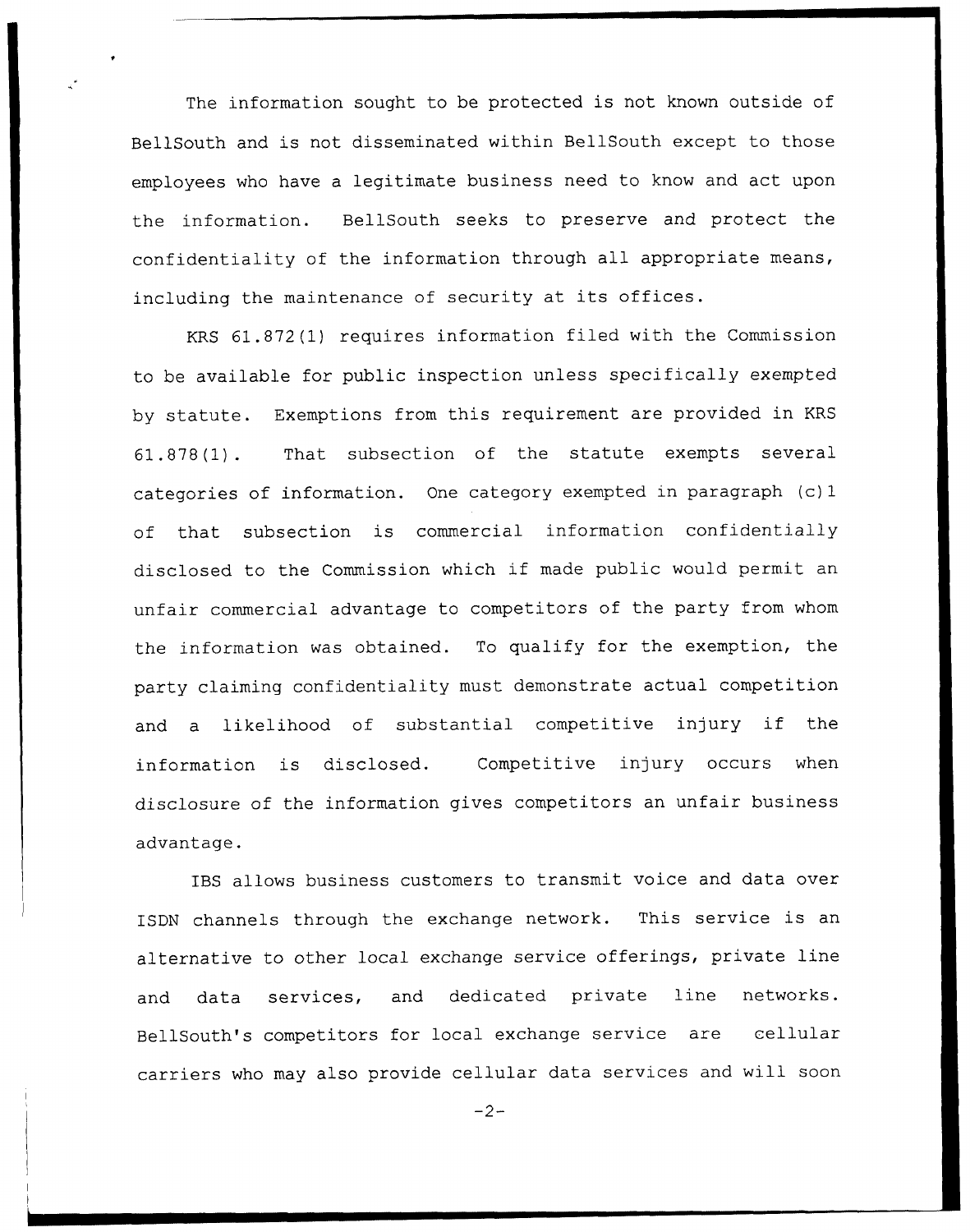The information sought to be protected is not known outside of BellSouth and is not disseminated within BellSouth except to those employees who have a legitimate business need to know and act upon the information. BellSouth seeks to preserve and protect the confidentiality of the information through all appropriate means, including the maintenance of security at its offices.

KRS 61.872(1) requires information filed with the Commission to be available for public inspection unless specifically exempted by statute. Exemptions from this requirement are provided in KRS 61.878(1). That subsection of the statute exempts several categories of information. One category exempted in paragraph (c)1 of that subsection is commercial information confidentially disclosed to the Commission which if made public would permit an unfair commercial advantage to competitors of the party from whom the information was obtained. To qualify for the exemption, the party claiming confidentiality must demonstrate actual competition and a likelihood of substantial competitive injury if the information is disclosed. Competitive injury occurs when disclosure of the information gives competitors an unfair business advantage.

IBS allows business customers to transmit voice and data over ISDN channels through the exchange network. This service is an alternative to other local exchange service offerings, private line and data services, and dedicated private line networks. BellSouth's competitors for local exchange service are cellular carriers who may also provide cellular data services and will soon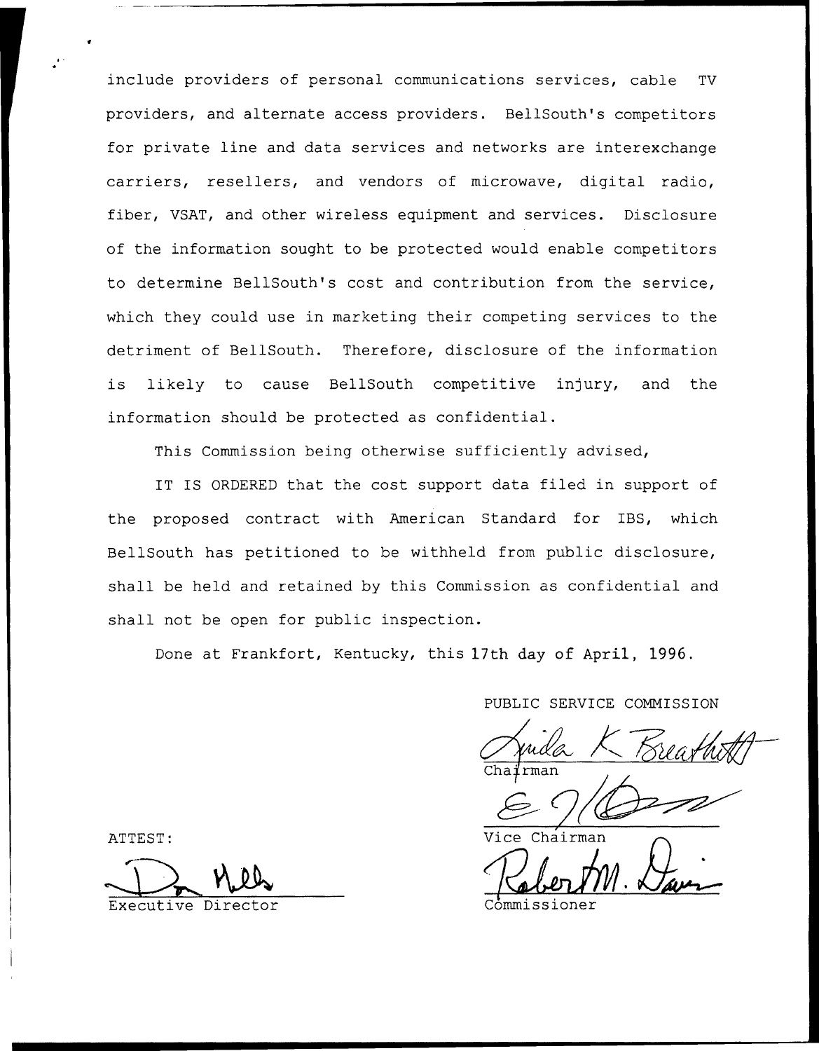include providers of personal communications services, cable TV providers, and alternate access providers. BellSouth's competitors for private line and data services and networks are interexchange carriers, resellers, and vendors of microwave, digital radio, fiber, VSAT, and other wireless equipment and services. Disclosure of the information sought to be protected would enable competitors to determine BellSouth's cost and contribution from the service, which they could use in marketing their competing services to the detriment of BellSouth. Therefore, disclosure of the information is likely to cause BellSouth competitive injury, and the information should be protected as confidential.

This Commission being otherwise sufficiently advised,

IT IS ORDERED that the cost support data filed in support of the proposed contract with American Standard for IBS, which BellSouth has petitioned to be withheld from public disclosure, shall be held and retained by this Commission as confidential and shall not be open for public inspection.

Done at Frankfort, Kentucky, this 17th day of April, 1996.

PUBLIC SERVICE COMMISSION

Linda K. Breathitt
Chairman

Vice Chairman

Robert M. Davis
Commissioner

ATTEST:

Executive Director